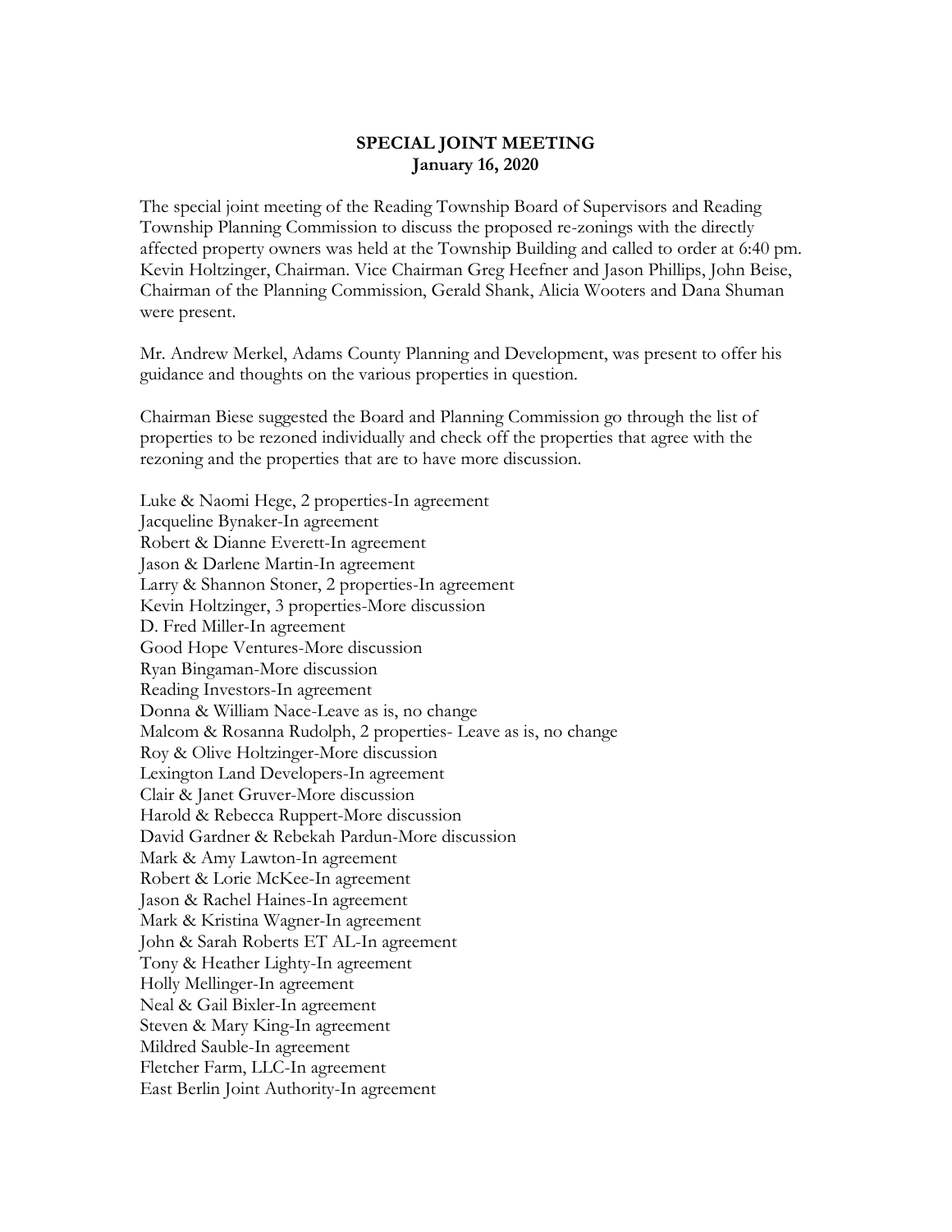**SPECIAL JOINT MEETING**
**January 16, 2020**

The special joint meeting of the Reading Township Board of Supervisors and Reading Township Planning Commission to discuss the proposed re-zonings with the directly affected property owners was held at the Township Building and called to order at 6:40 pm. Kevin Holtzinger, Chairman. Vice Chairman Greg Heefner and Jason Phillips, John Beise, Chairman of the Planning Commission, Gerald Shank, Alicia Wooters and Dana Shuman were present.

Mr. Andrew Merkel, Adams County Planning and Development, was present to offer his guidance and thoughts on the various properties in question.

Chairman Biese suggested the Board and Planning Commission go through the list of properties to be rezoned individually and check off the properties that agree with the rezoning and the properties that are to have more discussion.

Luke & Naomi Hege, 2 properties-In agreement
Jacqueline Bynaker-In agreement
Robert & Dianne Everett-In agreement
Jason & Darlene Martin-In agreement
Larry & Shannon Stoner, 2 properties-In agreement
Kevin Holtzinger, 3 properties-More discussion
D. Fred Miller-In agreement
Good Hope Ventures-More discussion
Ryan Bingaman-More discussion
Reading Investors-In agreement
Donna & William Nace-Leave as is, no change
Malcom & Rosanna Rudolph, 2 properties- Leave as is, no change
Roy & Olive Holtzinger-More discussion
Lexington Land Developers-In agreement
Clair & Janet Gruver-More discussion
Harold & Rebecca Ruppert-More discussion
David Gardner & Rebekah Pardun-More discussion
Mark & Amy Lawton-In agreement
Robert & Lorie McKee-In agreement
Jason & Rachel Haines-In agreement
Mark & Kristina Wagner-In agreement
John & Sarah Roberts ET AL-In agreement
Tony & Heather Lighty-In agreement
Holly Mellinger-In agreement
Neal & Gail Bixler-In agreement
Steven & Mary King-In agreement
Mildred Sauble-In agreement
Fletcher Farm, LLC-In agreement
East Berlin Joint Authority-In agreement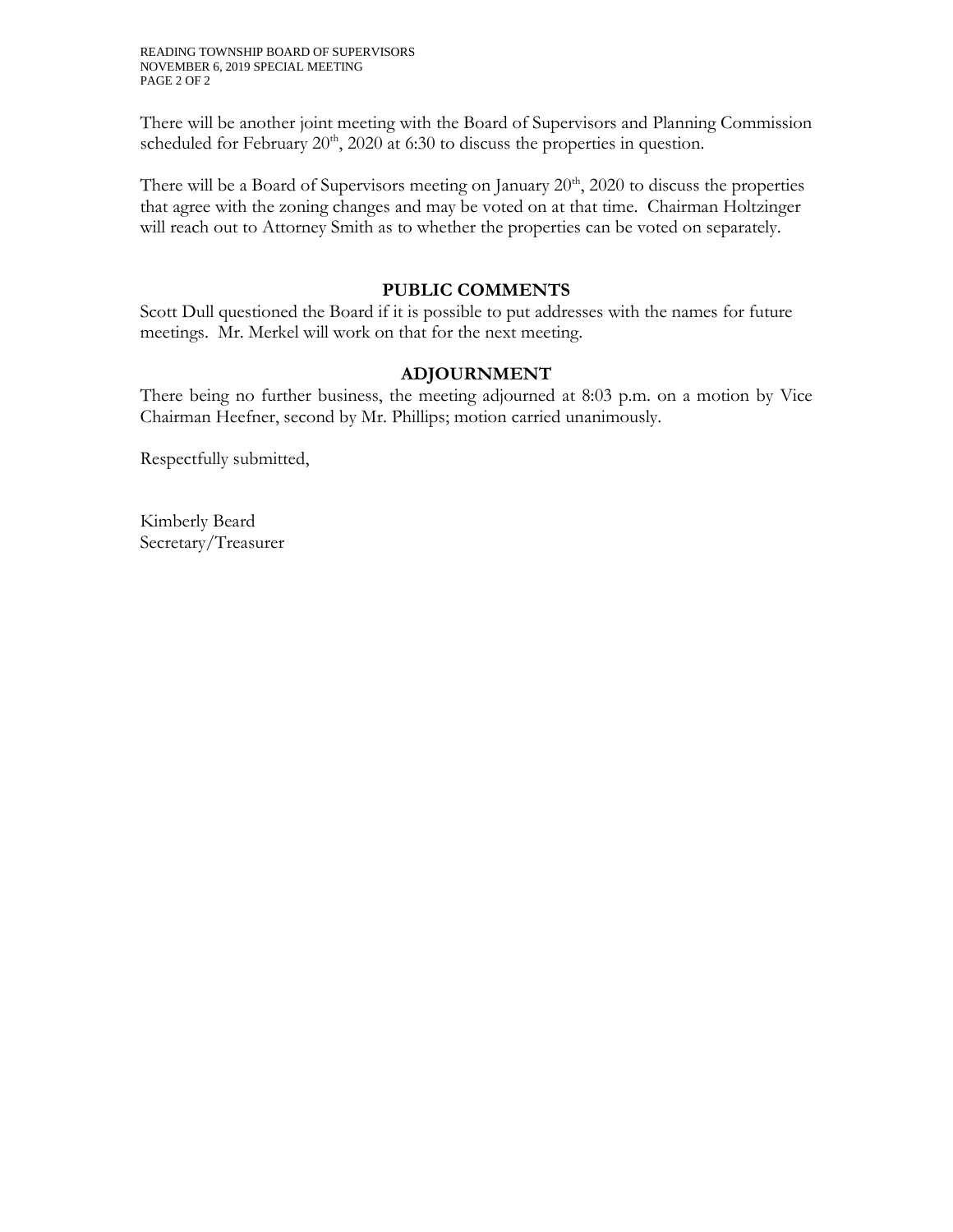There will be another joint meeting with the Board of Supervisors and Planning Commission scheduled for February 20th, 2020 at 6:30 to discuss the properties in question.

There will be a Board of Supervisors meeting on January 20th, 2020 to discuss the properties that agree with the zoning changes and may be voted on at that time. Chairman Holtzinger will reach out to Attorney Smith as to whether the properties can be voted on separately.

## PUBLIC COMMENTS

Scott Dull questioned the Board if it is possible to put addresses with the names for future meetings. Mr. Merkel will work on that for the next meeting.

## ADJOURNMENT

There being no further business, the meeting adjourned at 8:03 p.m. on a motion by Vice Chairman Heefner, second by Mr. Phillips; motion carried unanimously.

Respectfully submitted,

Kimberly Beard
Secretary/Treasurer